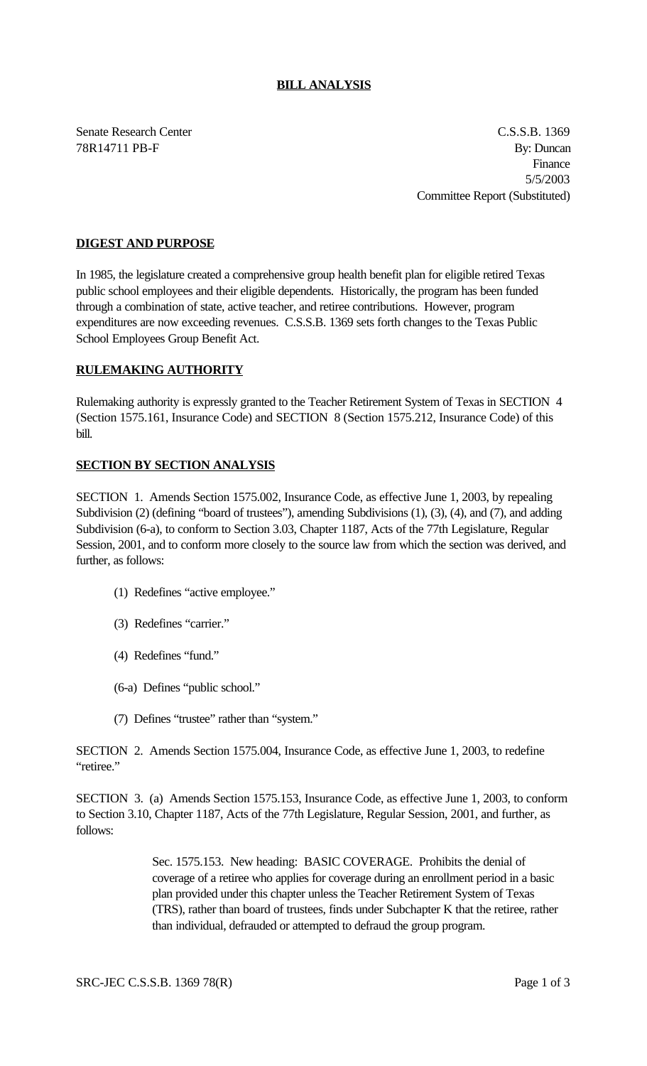# BILL ANALYSIS

Senate Research Center
78R14711 PB-F

C.S.S.B. 1369
By: Duncan
Finance
5/5/2003
Committee Report (Substituted)

## DIGEST AND PURPOSE

In 1985, the legislature created a comprehensive group health benefit plan for eligible retired Texas public school employees and their eligible dependents. Historically, the program has been funded through a combination of state, active teacher, and retiree contributions. However, program expenditures are now exceeding revenues. C.S.S.B. 1369 sets forth changes to the Texas Public School Employees Group Benefit Act.

## RULEMAKING AUTHORITY

Rulemaking authority is expressly granted to the Teacher Retirement System of Texas in SECTION 4 (Section 1575.161, Insurance Code) and SECTION 8 (Section 1575.212, Insurance Code) of this bill.

## SECTION BY SECTION ANALYSIS

SECTION 1. Amends Section 1575.002, Insurance Code, as effective June 1, 2003, by repealing Subdivision (2) (defining "board of trustees"), amending Subdivisions (1), (3), (4), and (7), and adding Subdivision (6-a), to conform to Section 3.03, Chapter 1187, Acts of the 77th Legislature, Regular Session, 2001, and to conform more closely to the source law from which the section was derived, and further, as follows:

(1) Redefines "active employee."

(3) Redefines "carrier."

(4) Redefines "fund."

(6-a) Defines "public school."

(7) Defines "trustee" rather than "system."

SECTION 2. Amends Section 1575.004, Insurance Code, as effective June 1, 2003, to redefine "retiree."

SECTION 3. (a) Amends Section 1575.153, Insurance Code, as effective June 1, 2003, to conform to Section 3.10, Chapter 1187, Acts of the 77th Legislature, Regular Session, 2001, and further, as follows:

> Sec. 1575.153. New heading: BASIC COVERAGE. Prohibits the denial of coverage of a retiree who applies for coverage during an enrollment period in a basic plan provided under this chapter unless the Teacher Retirement System of Texas (TRS), rather than board of trustees, finds under Subchapter K that the retiree, rather than individual, defrauded or attempted to defraud the group program.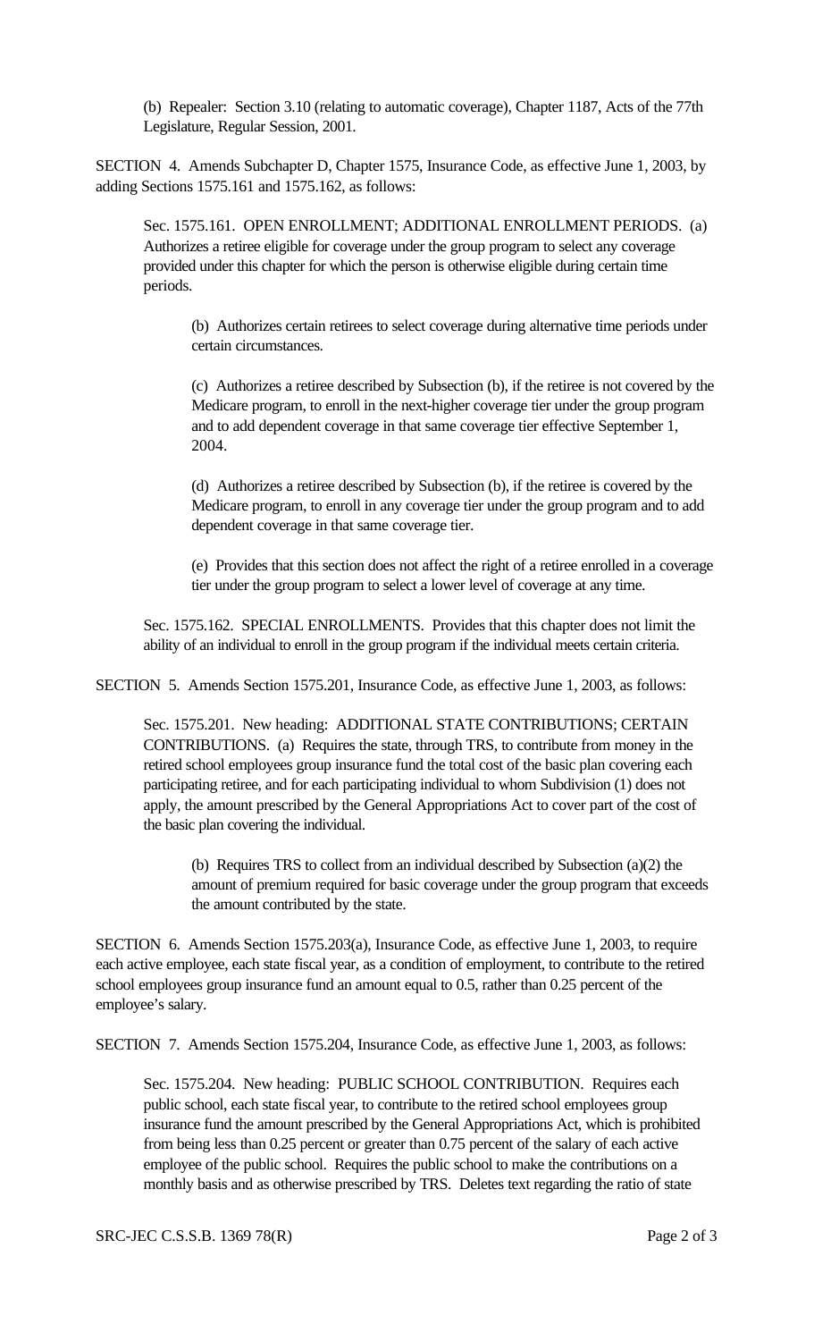(b) Repealer: Section 3.10 (relating to automatic coverage), Chapter 1187, Acts of the 77th Legislature, Regular Session, 2001.

SECTION 4. Amends Subchapter D, Chapter 1575, Insurance Code, as effective June 1, 2003, by adding Sections 1575.161 and 1575.162, as follows:

Sec. 1575.161. OPEN ENROLLMENT; ADDITIONAL ENROLLMENT PERIODS. (a) Authorizes a retiree eligible for coverage under the group program to select any coverage provided under this chapter for which the person is otherwise eligible during certain time periods.

(b) Authorizes certain retirees to select coverage during alternative time periods under certain circumstances.

(c) Authorizes a retiree described by Subsection (b), if the retiree is not covered by the Medicare program, to enroll in the next-higher coverage tier under the group program and to add dependent coverage in that same coverage tier effective September 1, 2004.

(d) Authorizes a retiree described by Subsection (b), if the retiree is covered by the Medicare program, to enroll in any coverage tier under the group program and to add dependent coverage in that same coverage tier.

(e) Provides that this section does not affect the right of a retiree enrolled in a coverage tier under the group program to select a lower level of coverage at any time.

Sec. 1575.162. SPECIAL ENROLLMENTS. Provides that this chapter does not limit the ability of an individual to enroll in the group program if the individual meets certain criteria.

SECTION 5. Amends Section 1575.201, Insurance Code, as effective June 1, 2003, as follows:

Sec. 1575.201. New heading: ADDITIONAL STATE CONTRIBUTIONS; CERTAIN CONTRIBUTIONS. (a) Requires the state, through TRS, to contribute from money in the retired school employees group insurance fund the total cost of the basic plan covering each participating retiree, and for each participating individual to whom Subdivision (1) does not apply, the amount prescribed by the General Appropriations Act to cover part of the cost of the basic plan covering the individual.

(b) Requires TRS to collect from an individual described by Subsection (a)(2) the amount of premium required for basic coverage under the group program that exceeds the amount contributed by the state.

SECTION 6. Amends Section 1575.203(a), Insurance Code, as effective June 1, 2003, to require each active employee, each state fiscal year, as a condition of employment, to contribute to the retired school employees group insurance fund an amount equal to 0.5, rather than 0.25 percent of the employee's salary.

SECTION 7. Amends Section 1575.204, Insurance Code, as effective June 1, 2003, as follows:

Sec. 1575.204. New heading: PUBLIC SCHOOL CONTRIBUTION. Requires each public school, each state fiscal year, to contribute to the retired school employees group insurance fund the amount prescribed by the General Appropriations Act, which is prohibited from being less than 0.25 percent or greater than 0.75 percent of the salary of each active employee of the public school. Requires the public school to make the contributions on a monthly basis and as otherwise prescribed by TRS. Deletes text regarding the ratio of state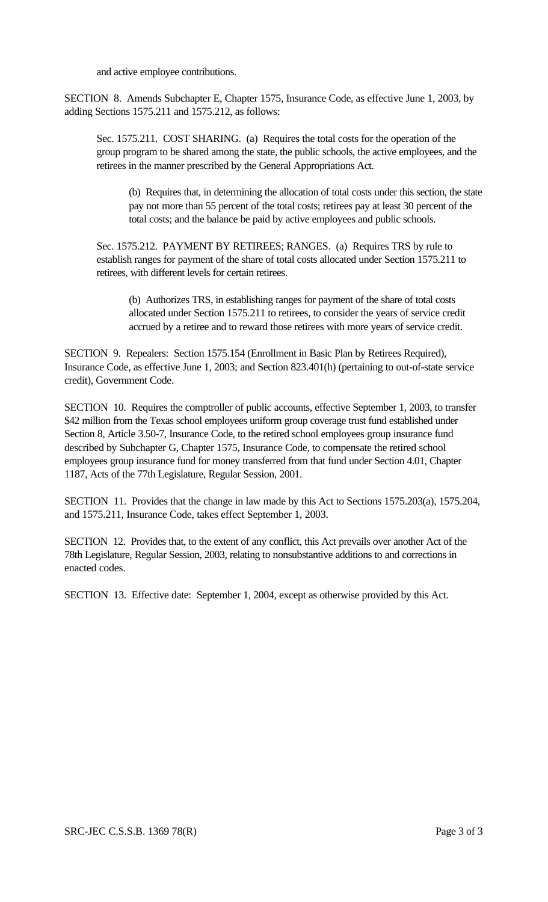and active employee contributions.

SECTION 8. Amends Subchapter E, Chapter 1575, Insurance Code, as effective June 1, 2003, by adding Sections 1575.211 and 1575.212, as follows:

Sec. 1575.211. COST SHARING. (a) Requires the total costs for the operation of the group program to be shared among the state, the public schools, the active employees, and the retirees in the manner prescribed by the General Appropriations Act.

(b) Requires that, in determining the allocation of total costs under this section, the state pay not more than 55 percent of the total costs; retirees pay at least 30 percent of the total costs; and the balance be paid by active employees and public schools.

Sec. 1575.212. PAYMENT BY RETIREES; RANGES. (a) Requires TRS by rule to establish ranges for payment of the share of total costs allocated under Section 1575.211 to retirees, with different levels for certain retirees.

(b) Authorizes TRS, in establishing ranges for payment of the share of total costs allocated under Section 1575.211 to retirees, to consider the years of service credit accrued by a retiree and to reward those retirees with more years of service credit.

SECTION 9. Repealers: Section 1575.154 (Enrollment in Basic Plan by Retirees Required), Insurance Code, as effective June 1, 2003; and Section 823.401(h) (pertaining to out-of-state service credit), Government Code.

SECTION 10. Requires the comptroller of public accounts, effective September 1, 2003, to transfer $42 million from the Texas school employees uniform group coverage trust fund established under Section 8, Article 3.50-7, Insurance Code, to the retired school employees group insurance fund described by Subchapter G, Chapter 1575, Insurance Code, to compensate the retired school employees group insurance fund for money transferred from that fund under Section 4.01, Chapter 1187, Acts of the 77th Legislature, Regular Session, 2001.

SECTION 11. Provides that the change in law made by this Act to Sections 1575.203(a), 1575.204, and 1575.211, Insurance Code, takes effect September 1, 2003.

SECTION 12. Provides that, to the extent of any conflict, this Act prevails over another Act of the 78th Legislature, Regular Session, 2003, relating to nonsubstantive additions to and corrections in enacted codes.

SECTION 13. Effective date: September 1, 2004, except as otherwise provided by this Act.

SRC-JEC C.S.S.B. 1369 78(R)